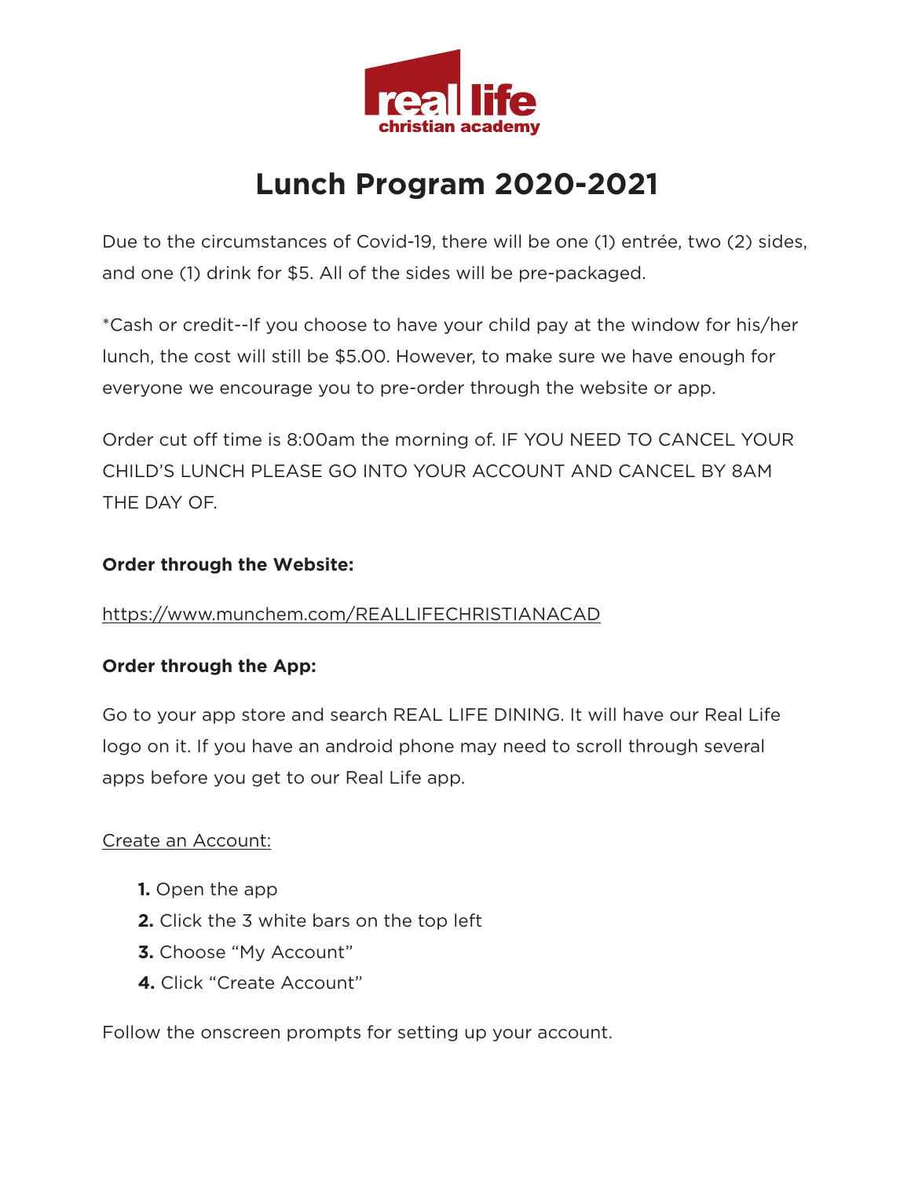real life
christian academy

# Lunch Program 2020-2021

Due to the circumstances of Covid-19, there will be one (1) entrée, two (2) sides, and one (1) drink for $5. All of the sides will be pre-packaged.

*Cash or credit--If you choose to have your child pay at the window for his/her lunch, the cost will still be $5.00. However, to make sure we have enough for everyone we encourage you to pre-order through the website or app.

Order cut off time is 8:00am the morning of. IF YOU NEED TO CANCEL YOUR CHILD'S LUNCH PLEASE GO INTO YOUR ACCOUNT AND CANCEL BY 8AM THE DAY OF.

**Order through the Website:**

https://www.munchem.com/REALLIFECHRISTIANACAD

**Order through the App:**

Go to your app store and search REAL LIFE DINING. It will have our Real Life logo on it. If you have an android phone may need to scroll through several apps before you get to our Real Life app.

Create an Account:

1. Open the app
2. Click the 3 white bars on the top left
3. Choose "My Account"
4. Click "Create Account"

Follow the onscreen prompts for setting up your account.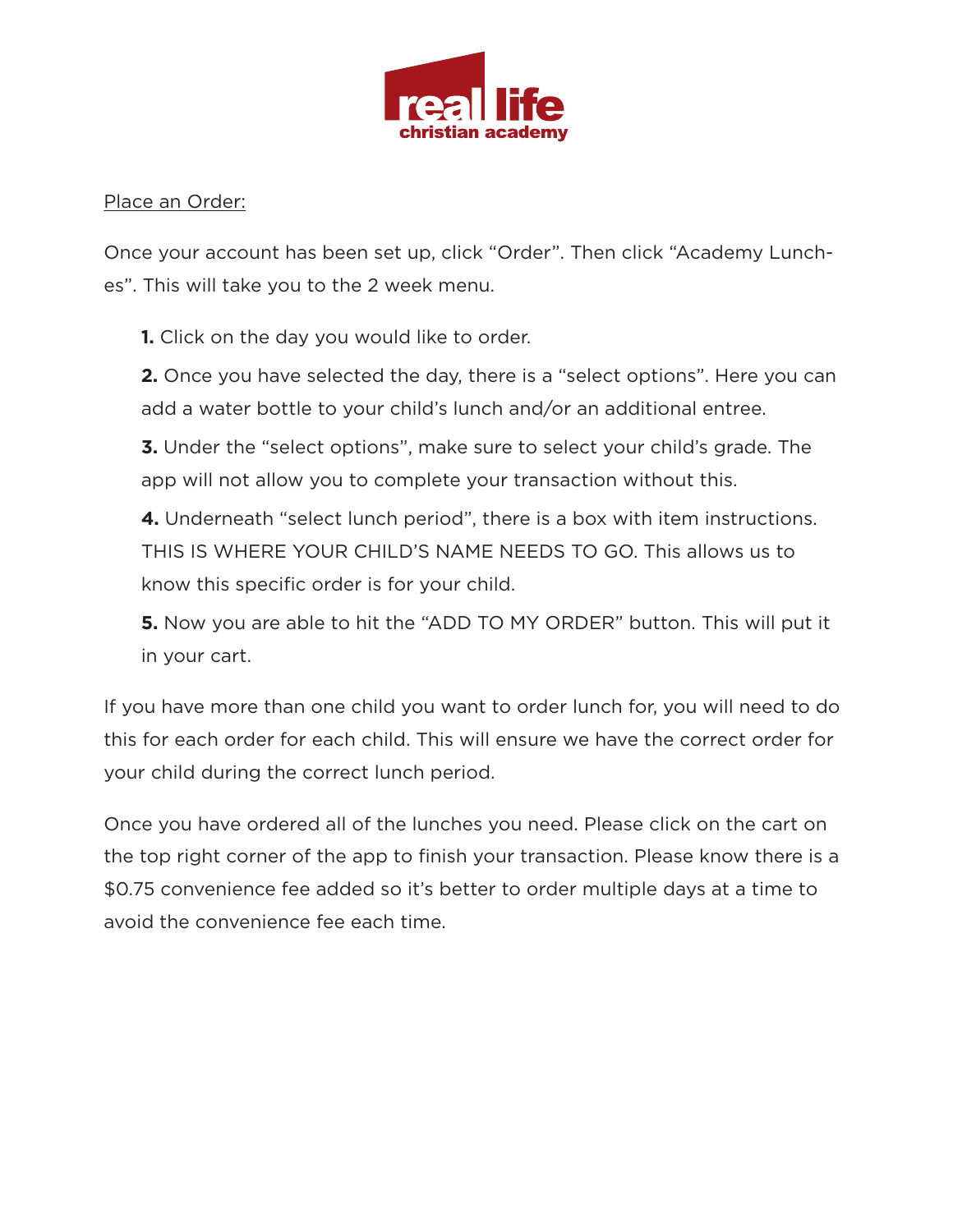real life christian academy

Place an Order:

Once your account has been set up, click “Order”. Then click “Academy Lunches”. This will take you to the 2 week menu.

1. Click on the day you would like to order.
2. Once you have selected the day, there is a “select options”. Here you can add a water bottle to your child’s lunch and/or an additional entree.
3. Under the “select options”, make sure to select your child’s grade. The app will not allow you to complete your transaction without this.
4. Underneath “select lunch period”, there is a box with item instructions. THIS IS WHERE YOUR CHILD’S NAME NEEDS TO GO. This allows us to know this specific order is for your child.
5. Now you are able to hit the “ADD TO MY ORDER” button. This will put it in your cart.

If you have more than one child you want to order lunch for, you will need to do this for each order for each child. This will ensure we have the correct order for your child during the correct lunch period.

Once you have ordered all of the lunches you need. Please click on the cart on the top right corner of the app to finish your transaction. Please know there is a $0.75 convenience fee added so it’s better to order multiple days at a time to avoid the convenience fee each time.